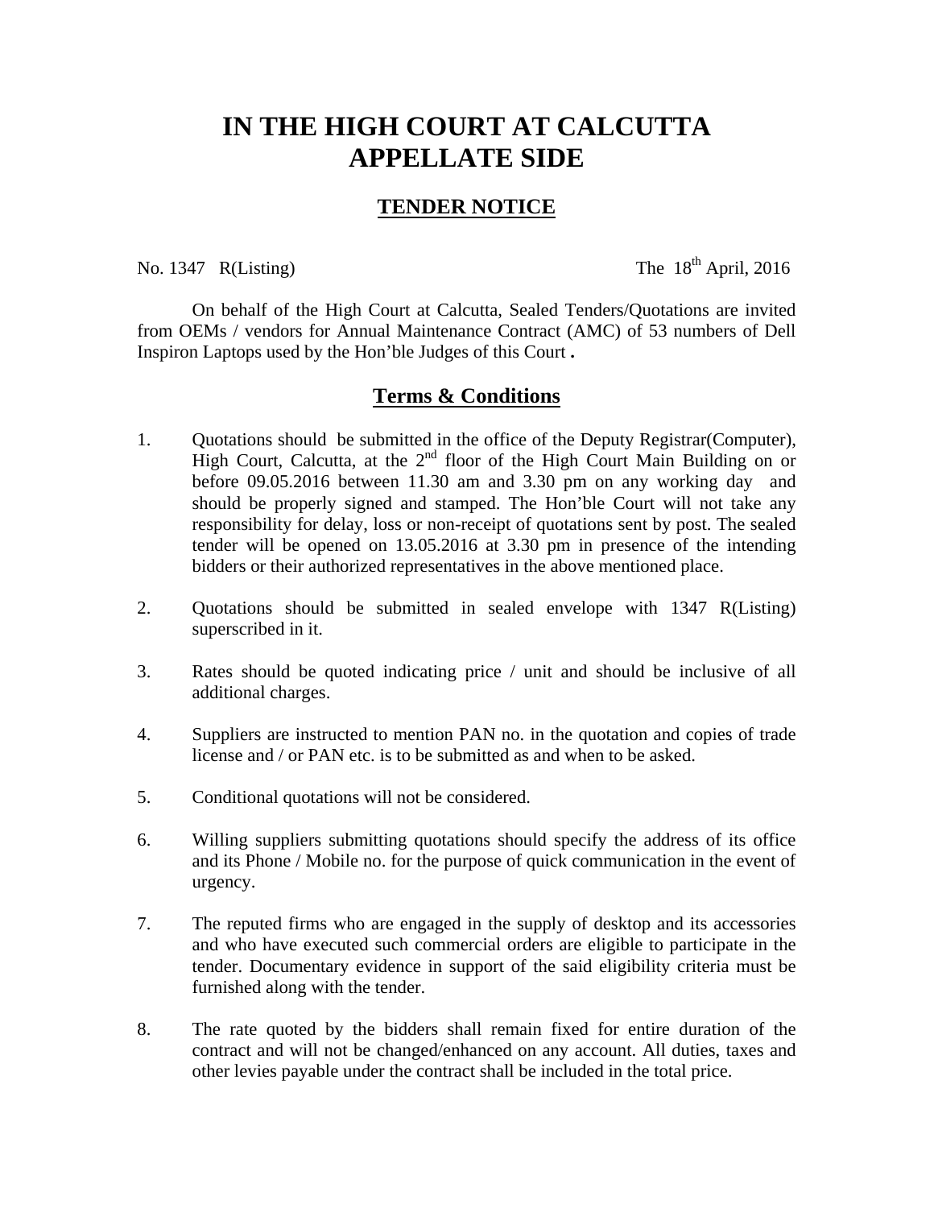# IN THE HIGH COURT AT CALCUTTA APPELLATE SIDE

## TENDER NOTICE

No. 1347 R(Listing) The 18th April, 2016

On behalf of the High Court at Calcutta, Sealed Tenders/Quotations are invited from OEMs / vendors for Annual Maintenance Contract (AMC) of 53 numbers of Dell Inspiron Laptops used by the Hon'ble Judges of this Court **.**

## Terms & Conditions

1. Quotations should be submitted in the office of the Deputy Registrar(Computer), High Court, Calcutta, at the 2nd floor of the High Court Main Building on or before 09.05.2016 between 11.30 am and 3.30 pm on any working day and should be properly signed and stamped. The Hon'ble Court will not take any responsibility for delay, loss or non-receipt of quotations sent by post. The sealed tender will be opened on 13.05.2016 at 3.30 pm in presence of the intending bidders or their authorized representatives in the above mentioned place.

2. Quotations should be submitted in sealed envelope with 1347 R(Listing) superscribed in it.

3. Rates should be quoted indicating price / unit and should be inclusive of all additional charges.

4. Suppliers are instructed to mention PAN no. in the quotation and copies of trade license and / or PAN etc. is to be submitted as and when to be asked.

5. Conditional quotations will not be considered.

6. Willing suppliers submitting quotations should specify the address of its office and its Phone / Mobile no. for the purpose of quick communication in the event of urgency.

7. The reputed firms who are engaged in the supply of desktop and its accessories and who have executed such commercial orders are eligible to participate in the tender. Documentary evidence in support of the said eligibility criteria must be furnished along with the tender.

8. The rate quoted by the bidders shall remain fixed for entire duration of the contract and will not be changed/enhanced on any account. All duties, taxes and other levies payable under the contract shall be included in the total price.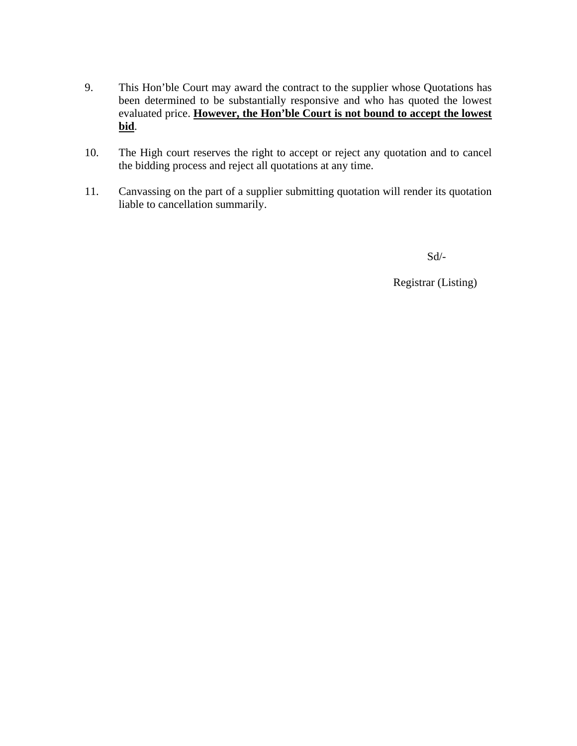9. This Hon'ble Court may award the contract to the supplier whose Quotations has been determined to be substantially responsive and who has quoted the lowest evaluated price. **<u>However, the Hon'ble Court is not bound to accept the lowest bid</u>**.

10. The High court reserves the right to accept or reject any quotation and to cancel the bidding process and reject all quotations at any time.

11. Canvassing on the part of a supplier submitting quotation will render its quotation liable to cancellation summarily.

Sd/-

Registrar (Listing)